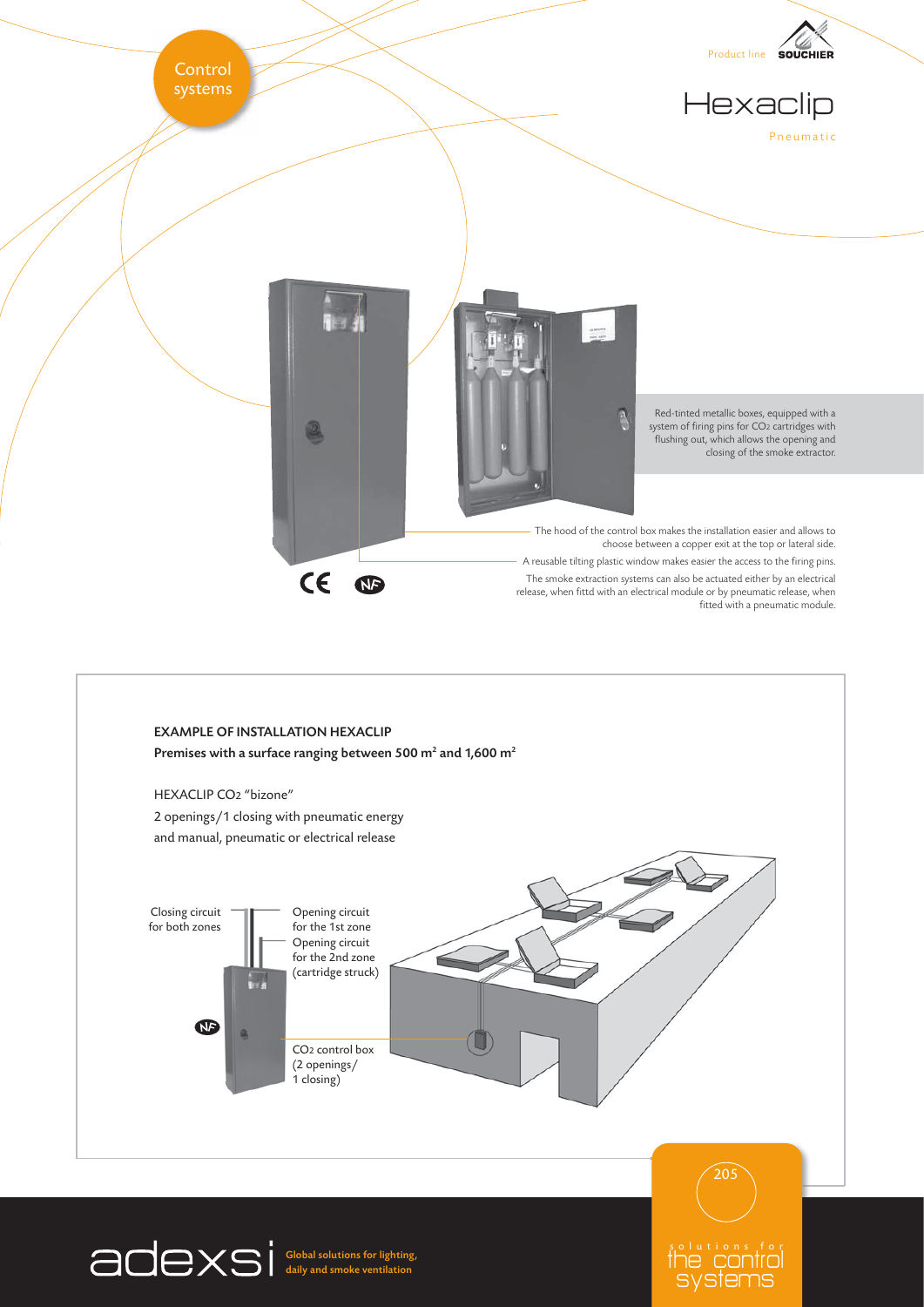Control systems

Product line SOUCHIER

# Hexaclip

Pneumatic

Red-tinted metallic boxes, equipped with a system of firing pins for $CO_2$ cartridges with flushing out, which allows the opening and closing of the smoke extractor.

The hood of the control box makes the installation easier and allows to choose between a copper exit at the top or lateral side.

A reusable tilting plastic window makes easier the access to the firing pins.

The smoke extraction systems can also be actuated either by an electrical release, when fittd with an electrical module or by pneumatic release, when fitted with a pneumatic module.

**EXAMPLE OF INSTALLATION HEXACLIP**

**Premises with a surface ranging between 500 m² and 1,600 m²**

HEXACLIP $CO_2$ "bizone"

2 openings/1 closing with pneumatic energy

and manual, pneumatic or electrical release

Closing circuit for both zones

Opening circuit for the 1st zone

Opening circuit for the 2nd zone (cartridge struck)

$CO_2$ control box (2 openings/ 1 closing)

adexsi Global solutions for lighting, daily and smoke ventilation

solutions for the control systems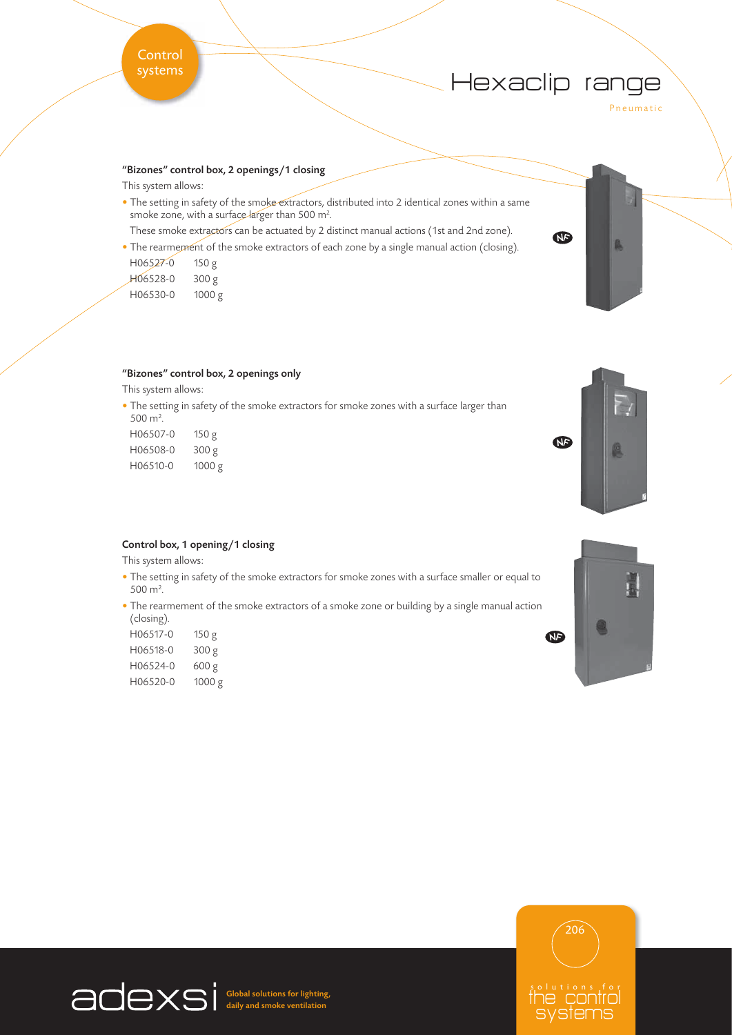# Hexaclip range

Pneumatic

### "Bizones" control box, 2 openings/1 closing

This system allows:

- The setting in safety of the smoke extractors, distributed into 2 identical zones within a same smoke zone, with a surface larger than 500 $m^2$.

  These smoke extractors can be actuated by 2 distinct manual actions (1st and 2nd zone).
- The rearmement of the smoke extractors of each zone by a single manual action (closing).

| | |
|---|---|
| H06527-0 | 150 g |
| H06528-0 | 300 g |
| H06530-0 | 1000 g |

NF

### "Bizones" control box, 2 openings only

This system allows:

- The setting in safety of the smoke extractors for smoke zones with a surface larger than 500 $m^2$.

| | |
|---|---|
| H06507-0 | 150 g |
| H06508-0 | 300 g |
| H06510-0 | 1000 g |

NF

### Control box, 1 opening/1 closing

This system allows:

- The setting in safety of the smoke extractors for smoke zones with a surface smaller or equal to 500 $m^2$.
- The rearmement of the smoke extractors of a smoke zone or building by a single manual action (closing).

| | |
|---|---|
| H06517-0 | 150 g |
| H06518-0 | 300 g |
| H06524-0 | 600 g |
| H06520-0 | 1000 g |

NF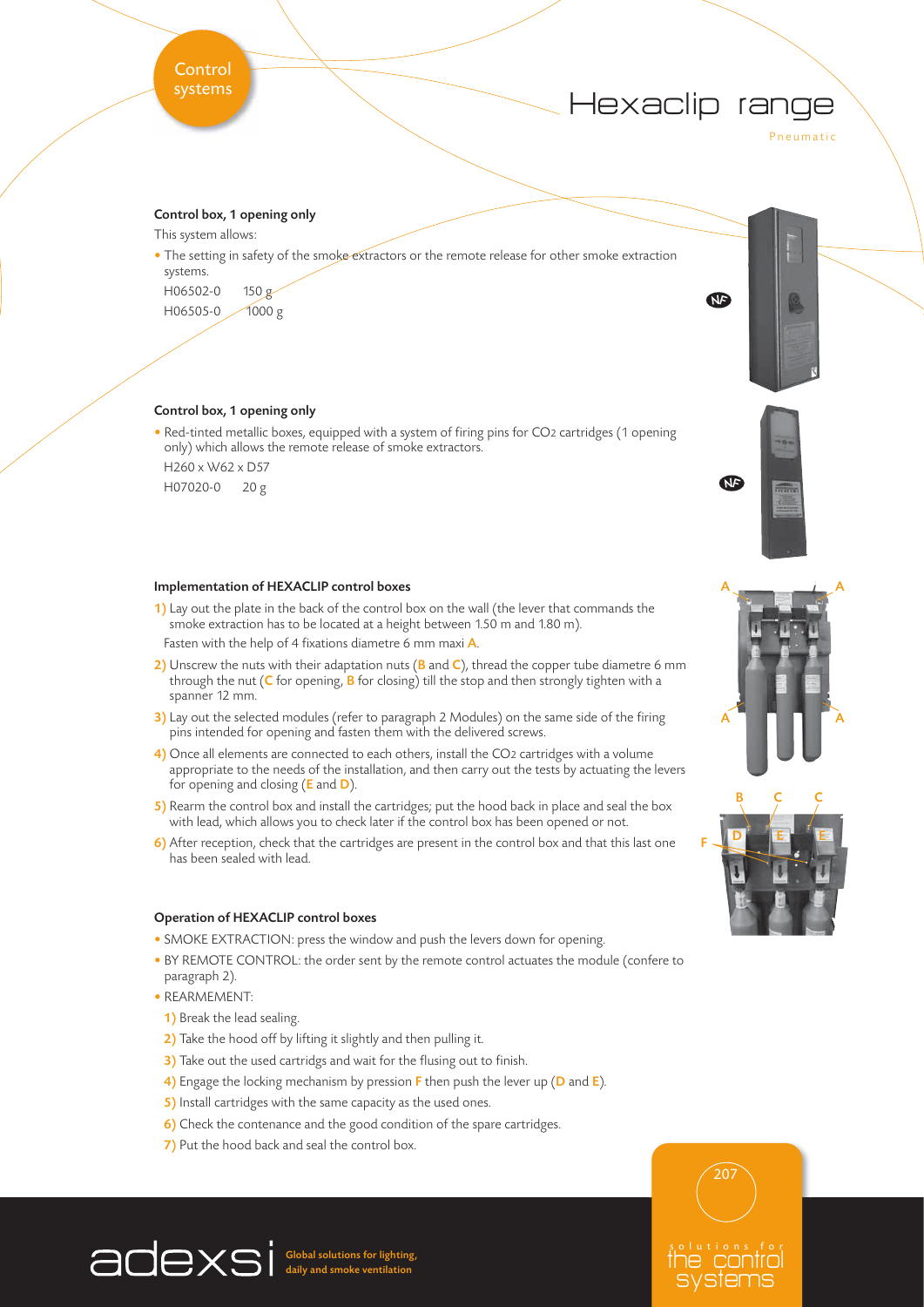# Hexaclip range

Pneumatic

### Control box, 1 opening only

This system allows:

- The setting in safety of the smoke extractors or the remote release for other smoke extraction systems.

H06502-0 150 g
H06505-0 1000 g

### Control box, 1 opening only

- Red-tinted metallic boxes, equipped with a system of firing pins for $CO_2$ cartridges (1 opening only) which allows the remote release of smoke extractors.

H260 x W62 x D57
H07020-0 20 g

### Implementation of HEXACLIP control boxes

1) Lay out the plate in the back of the control box on the wall (the lever that commands the smoke extraction has to be located at a height between 1.50 m and 1.80 m).
Fasten with the help of 4 fixations diametre 6 mm maxi A.
2) Unscrew the nuts with their adaptation nuts (B and C), thread the copper tube diametre 6 mm through the nut (C for opening, B for closing) till the stop and then strongly tighten with a spanner 12 mm.
3) Lay out the selected modules (refer to paragraph 2 Modules) on the same side of the firing pins intended for opening and fasten them with the delivered screws.
4) Once all elements are connected to each others, install the $CO_2$ cartridges with a volume appropriate to the needs of the installation, and then carry out the tests by actuating the levers for opening and closing (E and D).
5) Rearm the control box and install the cartridges; put the hood back in place and seal the box with lead, which allows you to check later if the control box has been opened or not.
6) After reception, check that the cartridges are present in the control box and that this last one has been sealed with lead.

### Operation of HEXACLIP control boxes

- SMOKE EXTRACTION: press the window and push the levers down for opening.
- BY REMOTE CONTROL: the order sent by the remote control actuates the module (confere to paragraph 2).
- REARMEMENT:
  1) Break the lead sealing.
  2) Take the hood off by lifting it slightly and then pulling it.
  3) Take out the used cartridgs and wait for the flusing out to finish.
  4) Engage the locking mechanism by pression F then push the lever up (D and E).
  5) Install cartridges with the same capacity as the used ones.
  6) Check the contenance and the good condition of the spare cartridges.
  7) Put the hood back and seal the control box.